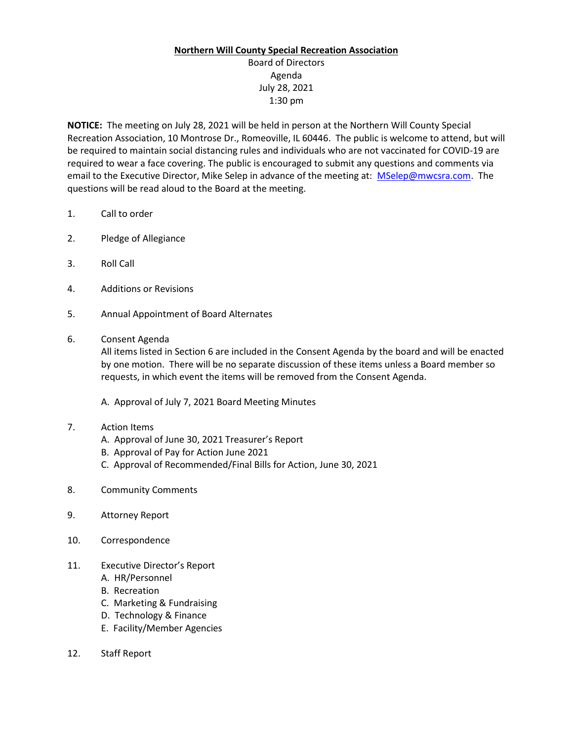**Northern Will County Special Recreation Association**

Board of Directors
Agenda
July 28, 2021
1:30 pm

**NOTICE:** The meeting on July 28, 2021 will be held in person at the Northern Will County Special Recreation Association, 10 Montrose Dr., Romeoville, IL 60446. The public is welcome to attend, but will be required to maintain social distancing rules and individuals who are not vaccinated for COVID-19 are required to wear a face covering. The public is encouraged to submit any questions and comments via email to the Executive Director, Mike Selep in advance of the meeting at: [MSelep@nwcsra.com](mailto:MSelep@nwcsra.com). The questions will be read aloud to the Board at the meeting.

1. Call to order

2. Pledge of Allegiance

3. Roll Call

4. Additions or Revisions

5. Annual Appointment of Board Alternates

6. Consent Agenda
   All items listed in Section 6 are included in the Consent Agenda by the board and will be enacted by one motion. There will be no separate discussion of these items unless a Board member so requests, in which event the items will be removed from the Consent Agenda.

   A. Approval of July 7, 2021 Board Meeting Minutes

7. Action Items
   A. Approval of June 30, 2021 Treasurer's Report
   B. Approval of Pay for Action June 2021
   C. Approval of Recommended/Final Bills for Action, June 30, 2021

8. Community Comments

9. Attorney Report

10. Correspondence

11. Executive Director's Report
    A. HR/Personnel
    B. Recreation
    C. Marketing & Fundraising
    D. Technology & Finance
    E. Facility/Member Agencies

12. Staff Report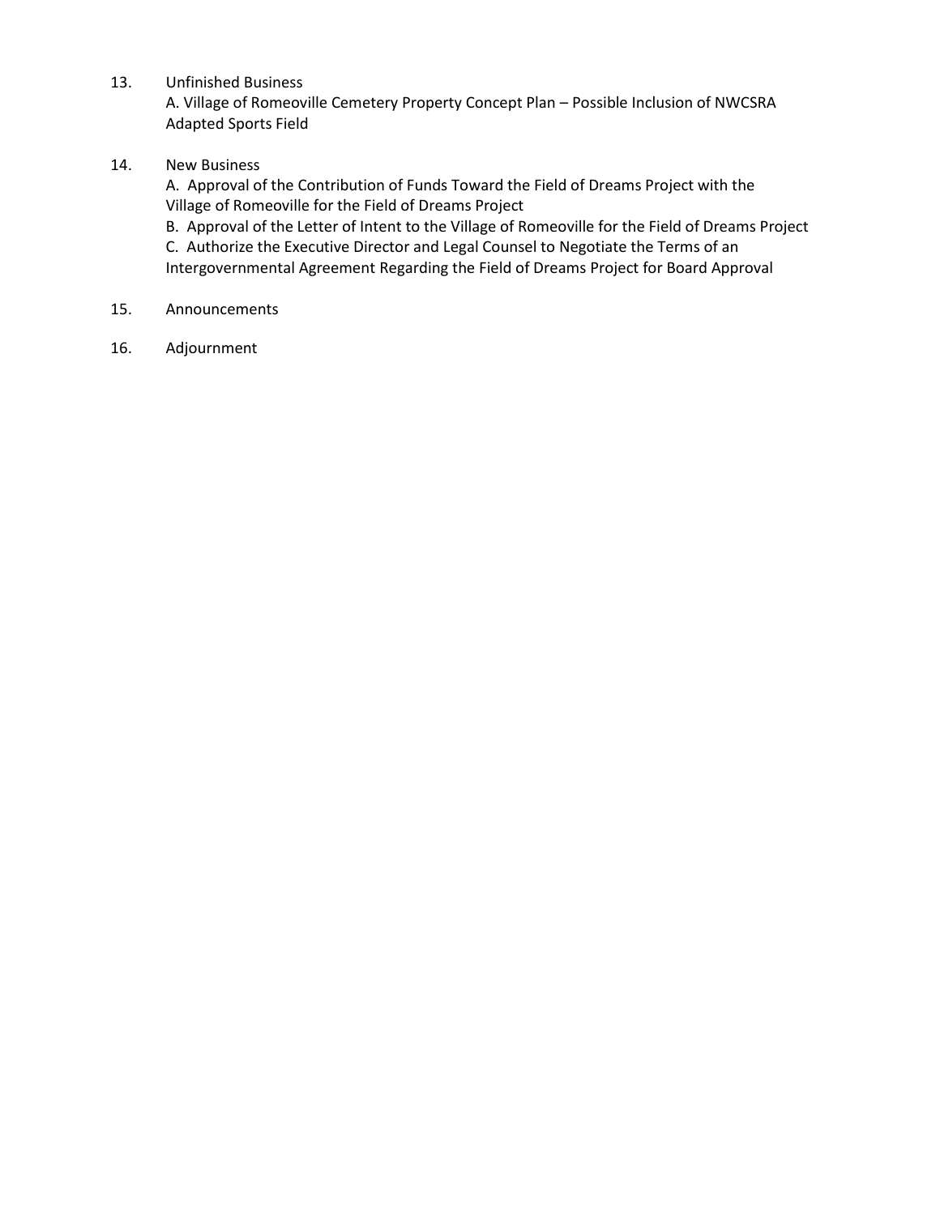13. Unfinished Business

    A. Village of Romeoville Cemetery Property Concept Plan – Possible Inclusion of NWCSRA Adapted Sports Field

14. New Business

    A. Approval of the Contribution of Funds Toward the Field of Dreams Project with the Village of Romeoville for the Field of Dreams Project

    B. Approval of the Letter of Intent to the Village of Romeoville for the Field of Dreams Project

    C. Authorize the Executive Director and Legal Counsel to Negotiate the Terms of an Intergovernmental Agreement Regarding the Field of Dreams Project for Board Approval

15. Announcements

16. Adjournment